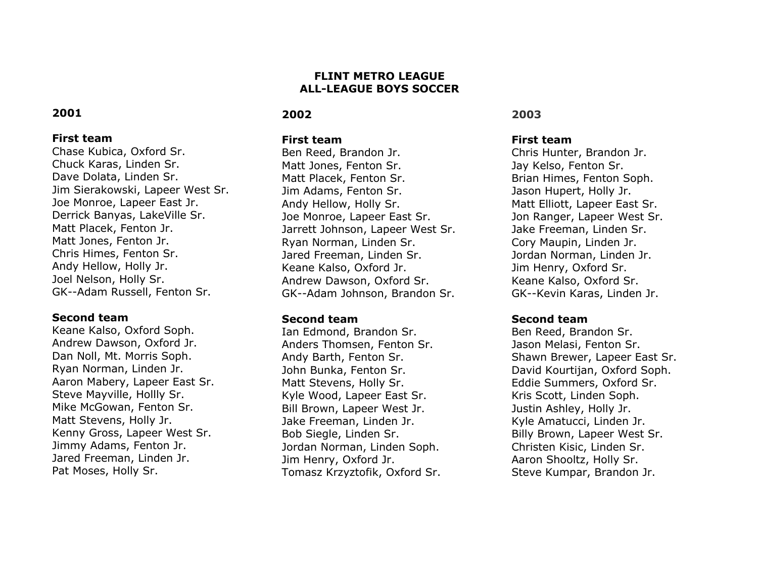# FLINT METRO LEAGUE
# ALL-LEAGUE BOYS SOCCER

## 2001

### First team

Chase Kubica, Oxford Sr.
Chuck Karas, Linden Sr.
Dave Dolata, Linden Sr.
Jim Sierakowski, Lapeer West Sr.
Joe Monroe, Lapeer East Jr.
Derrick Banyas, LakeVille Sr.
Matt Placek, Fenton Jr.
Matt Jones, Fenton Jr.
Chris Himes, Fenton Sr.
Andy Hellow, Holly Jr.
Joel Nelson, Holly Sr.
GK--Adam Russell, Fenton Sr.

### Second team

Keane Kalso, Oxford Soph.
Andrew Dawson, Oxford Jr.
Dan Noll, Mt. Morris Soph.
Ryan Norman, Linden Jr.
Aaron Mabery, Lapeer East Sr.
Steve Mayville, Hollly Sr.
Mike McGowan, Fenton Sr.
Matt Stevens, Holly Jr.
Kenny Gross, Lapeer West Sr.
Jimmy Adams, Fenton Jr.
Jared Freeman, Linden Jr.
Pat Moses, Holly Sr.

## 2002

### First team

Ben Reed, Brandon Jr.
Matt Jones, Fenton Sr.
Matt Placek, Fenton Sr.
Jim Adams, Fenton Sr.
Andy Hellow, Holly Sr.
Joe Monroe, Lapeer East Sr.
Jarrett Johnson, Lapeer West Sr.
Ryan Norman, Linden Sr.
Jared Freeman, Linden Sr.
Keane Kalso, Oxford Jr.
Andrew Dawson, Oxford Sr.
GK--Adam Johnson, Brandon Sr.

### Second team

Ian Edmond, Brandon Sr.
Anders Thomsen, Fenton Sr.
Andy Barth, Fenton Sr.
John Bunka, Fenton Sr.
Matt Stevens, Holly Sr.
Kyle Wood, Lapeer East Sr.
Bill Brown, Lapeer West Jr.
Jake Freeman, Linden Jr.
Bob Siegle, Linden Sr.
Jordan Norman, Linden Soph.
Jim Henry, Oxford Jr.
Tomasz Krzyztofik, Oxford Sr.

## 2003

### First team

Chris Hunter, Brandon Jr.
Jay Kelso, Fenton Sr.
Brian Himes, Fenton Soph.
Jason Hupert, Holly Jr.
Matt Elliott, Lapeer East Sr.
Jon Ranger, Lapeer West Sr.
Jake Freeman, Linden Sr.
Cory Maupin, Linden Jr.
Jordan Norman, Linden Jr.
Jim Henry, Oxford Sr.
Keane Kalso, Oxford Sr.
GK--Kevin Karas, Linden Jr.

### Second team

Ben Reed, Brandon Sr.
Jason Melasi, Fenton Sr.
Shawn Brewer, Lapeer East Sr.
David Kourtijan, Oxford Soph.
Eddie Summers, Oxford Sr.
Kris Scott, Linden Soph.
Justin Ashley, Holly Jr.
Kyle Amatucci, Linden Jr.
Billy Brown, Lapeer West Sr.
Christen Kisic, Linden Sr.
Aaron Shooltz, Holly Sr.
Steve Kumpar, Brandon Jr.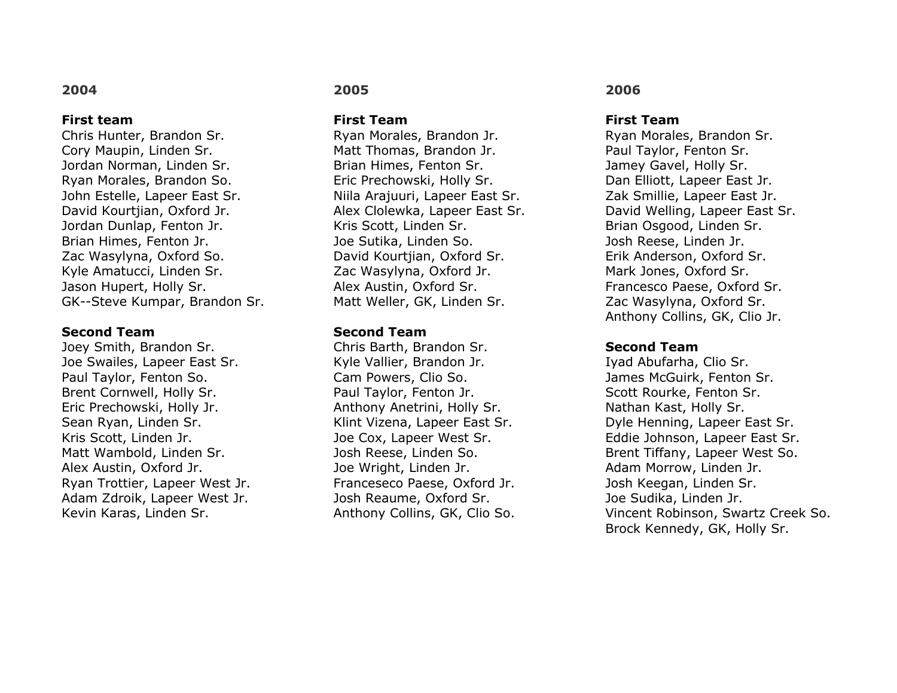## 2004

**First team**

Chris Hunter, Brandon Sr.
Cory Maupin, Linden Sr.
Jordan Norman, Linden Sr.
Ryan Morales, Brandon So.
John Estelle, Lapeer East Sr.
David Kourtjian, Oxford Jr.
Jordan Dunlap, Fenton Jr.
Brian Himes, Fenton Jr.
Zac Wasylyna, Oxford So.
Kyle Amatucci, Linden Sr.
Jason Hupert, Holly Sr.
GK--Steve Kumpar, Brandon Sr.

**Second Team**

Joey Smith, Brandon Sr.
Joe Swailes, Lapeer East Sr.
Paul Taylor, Fenton So.
Brent Cornwell, Holly Sr.
Eric Prechowski, Holly Jr.
Sean Ryan, Linden Sr.
Kris Scott, Linden Jr.
Matt Wambold, Linden Sr.
Alex Austin, Oxford Jr.
Ryan Trottier, Lapeer West Jr.
Adam Zdroik, Lapeer West Jr.
Kevin Karas, Linden Sr.

## 2005

**First Team**

Ryan Morales, Brandon Jr.
Matt Thomas, Brandon Jr.
Brian Himes, Fenton Sr.
Eric Prechowski, Holly Sr.
Niila Arajuuri, Lapeer East Sr.
Alex Clolewka, Lapeer East Sr.
Kris Scott, Linden Sr.
Joe Sutika, Linden So.
David Kourtjian, Oxford Sr.
Zac Wasylyna, Oxford Jr.
Alex Austin, Oxford Sr.
Matt Weller, GK, Linden Sr.

**Second Team**

Chris Barth, Brandon Sr.
Kyle Vallier, Brandon Jr.
Cam Powers, Clio So.
Paul Taylor, Fenton Jr.
Anthony Anetrini, Holly Sr.
Klint Vizena, Lapeer East Sr.
Joe Cox, Lapeer West Sr.
Josh Reese, Linden So.
Joe Wright, Linden Jr.
Franceseco Paese, Oxford Jr.
Josh Reaume, Oxford Sr.
Anthony Collins, GK, Clio So.

## 2006

**First Team**

Ryan Morales, Brandon Sr.
Paul Taylor, Fenton Sr.
Jamey Gavel, Holly Sr.
Dan Elliott, Lapeer East Jr.
Zak Smillie, Lapeer East Jr.
David Welling, Lapeer East Sr.
Brian Osgood, Linden Sr.
Josh Reese, Linden Jr.
Erik Anderson, Oxford Sr.
Mark Jones, Oxford Sr.
Francesco Paese, Oxford Sr.
Zac Wasylyna, Oxford Sr.
Anthony Collins, GK, Clio Jr.

**Second Team**

Iyad Abufarha, Clio Sr.
James McGuirk, Fenton Sr.
Scott Rourke, Fenton Sr.
Nathan Kast, Holly Sr.
Dyle Henning, Lapeer East Sr.
Eddie Johnson, Lapeer East Sr.
Brent Tiffany, Lapeer West So.
Adam Morrow, Linden Jr.
Josh Keegan, Linden Sr.
Joe Sudika, Linden Jr.
Vincent Robinson, Swartz Creek So.
Brock Kennedy, GK, Holly Sr.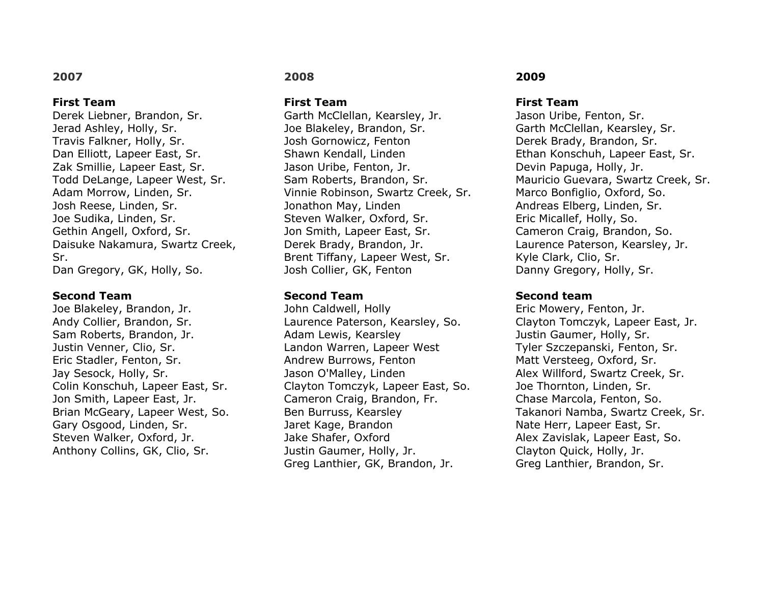## 2007

**First Team**

Derek Liebner, Brandon, Sr.
Jerad Ashley, Holly, Sr.
Travis Falkner, Holly, Sr.
Dan Elliott, Lapeer East, Sr.
Zak Smillie, Lapeer East, Sr.
Todd DeLange, Lapeer West, Sr.
Adam Morrow, Linden, Sr.
Josh Reese, Linden, Sr.
Joe Sudika, Linden, Sr.
Gethin Angell, Oxford, Sr.
Daisuke Nakamura, Swartz Creek, Sr.
Dan Gregory, GK, Holly, So.

**Second Team**

Joe Blakeley, Brandon, Jr.
Andy Collier, Brandon, Sr.
Sam Roberts, Brandon, Jr.
Justin Venner, Clio, Sr.
Eric Stadler, Fenton, Sr.
Jay Sesock, Holly, Sr.
Colin Konschuh, Lapeer East, Sr.
Jon Smith, Lapeer East, Jr.
Brian McGeary, Lapeer West, So.
Gary Osgood, Linden, Sr.
Steven Walker, Oxford, Jr.
Anthony Collins, GK, Clio, Sr.

## 2008

**First Team**

Garth McClellan, Kearsley, Jr.
Joe Blakeley, Brandon, Sr.
Josh Gornowicz, Fenton
Shawn Kendall, Linden
Jason Uribe, Fenton, Jr.
Sam Roberts, Brandon, Sr.
Vinnie Robinson, Swartz Creek, Sr.
Jonathon May, Linden
Steven Walker, Oxford, Sr.
Jon Smith, Lapeer East, Sr.
Derek Brady, Brandon, Jr.
Brent Tiffany, Lapeer West, Sr.
Josh Collier, GK, Fenton

**Second Team**

John Caldwell, Holly
Laurence Paterson, Kearsley, So.
Adam Lewis, Kearsley
Landon Warren, Lapeer West
Andrew Burrows, Fenton
Jason O'Malley, Linden
Clayton Tomczyk, Lapeer East, So.
Cameron Craig, Brandon, Fr.
Ben Burruss, Kearsley
Jaret Kage, Brandon
Jake Shafer, Oxford
Justin Gaumer, Holly, Jr.
Greg Lanthier, GK, Brandon, Jr.

## 2009

**First Team**

Jason Uribe, Fenton, Sr.
Garth McClellan, Kearsley, Sr.
Derek Brady, Brandon, Sr.
Ethan Konschuh, Lapeer East, Sr.
Devin Papuga, Holly, Jr.
Mauricio Guevara, Swartz Creek, Sr.
Marco Bonfiglio, Oxford, So.
Andreas Elberg, Linden, Sr.
Eric Micallef, Holly, So.
Cameron Craig, Brandon, So.
Laurence Paterson, Kearsley, Jr.
Kyle Clark, Clio, Sr.
Danny Gregory, Holly, Sr.

**Second team**

Eric Mowery, Fenton, Jr.
Clayton Tomczyk, Lapeer East, Jr.
Justin Gaumer, Holly, Sr.
Tyler Szczepanski, Fenton, Sr.
Matt Versteeg, Oxford, Sr.
Alex Willford, Swartz Creek, Sr.
Joe Thornton, Linden, Sr.
Chase Marcola, Fenton, So.
Takanori Namba, Swartz Creek, Sr.
Nate Herr, Lapeer East, Sr.
Alex Zavislak, Lapeer East, So.
Clayton Quick, Holly, Jr.
Greg Lanthier, Brandon, Sr.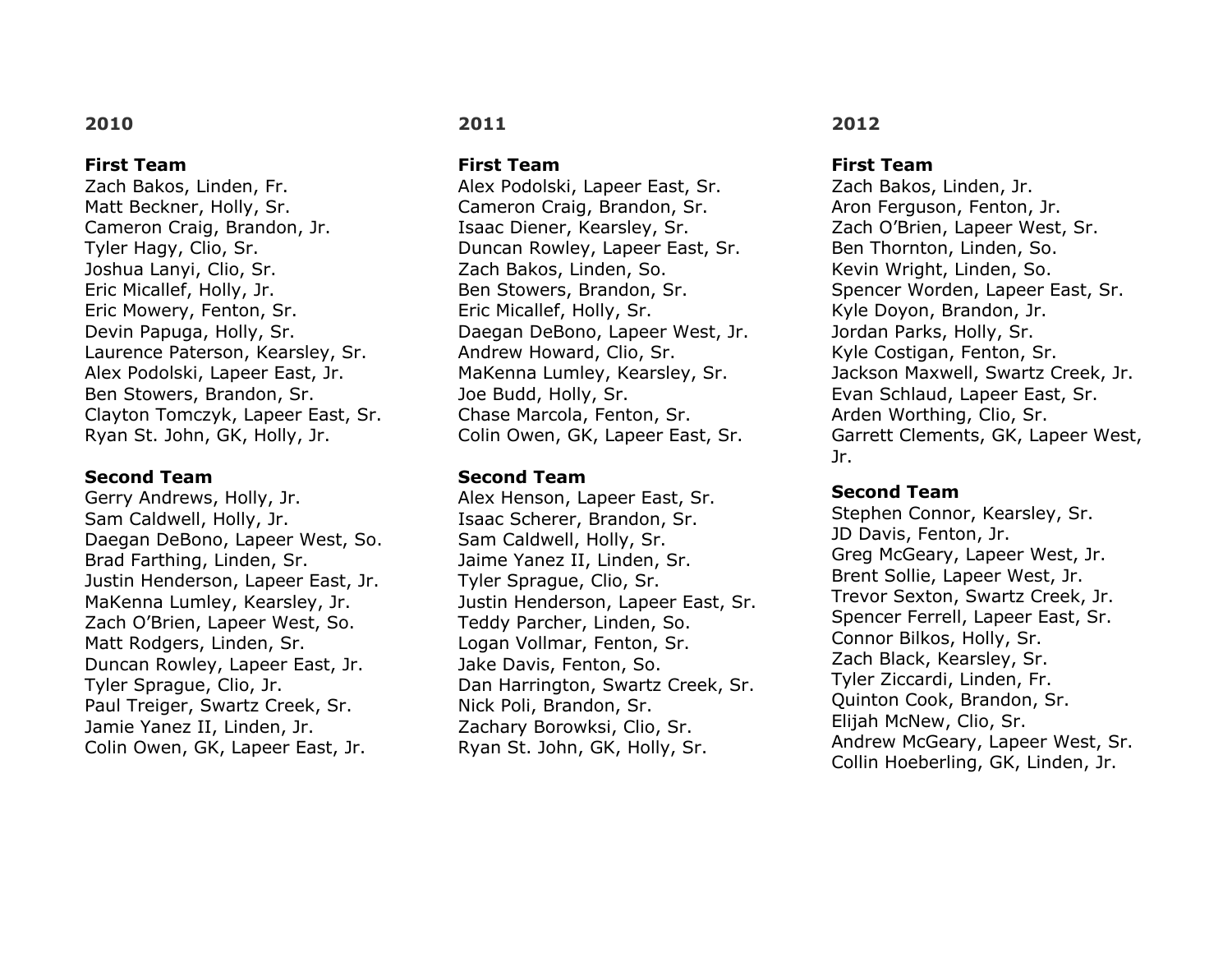## 2010

**First Team**
Zach Bakos, Linden, Fr.
Matt Beckner, Holly, Sr.
Cameron Craig, Brandon, Jr.
Tyler Hagy, Clio, Sr.
Joshua Lanyi, Clio, Sr.
Eric Micallef, Holly, Jr.
Eric Mowery, Fenton, Sr.
Devin Papuga, Holly, Sr.
Laurence Paterson, Kearsley, Sr.
Alex Podolski, Lapeer East, Jr.
Ben Stowers, Brandon, Sr.
Clayton Tomczyk, Lapeer East, Sr.
Ryan St. John, GK, Holly, Jr.

**Second Team**
Gerry Andrews, Holly, Jr.
Sam Caldwell, Holly, Jr.
Daegan DeBono, Lapeer West, So.
Brad Farthing, Linden, Sr.
Justin Henderson, Lapeer East, Jr.
MaKenna Lumley, Kearsley, Jr.
Zach O'Brien, Lapeer West, So.
Matt Rodgers, Linden, Sr.
Duncan Rowley, Lapeer East, Jr.
Tyler Sprague, Clio, Jr.
Paul Treiger, Swartz Creek, Sr.
Jamie Yanez II, Linden, Jr.
Colin Owen, GK, Lapeer East, Jr.

## 2011

**First Team**
Alex Podolski, Lapeer East, Sr.
Cameron Craig, Brandon, Sr.
Isaac Diener, Kearsley, Sr.
Duncan Rowley, Lapeer East, Sr.
Zach Bakos, Linden, So.
Ben Stowers, Brandon, Sr.
Eric Micallef, Holly, Sr.
Daegan DeBono, Lapeer West, Jr.
Andrew Howard, Clio, Sr.
MaKenna Lumley, Kearsley, Sr.
Joe Budd, Holly, Sr.
Chase Marcola, Fenton, Sr.
Colin Owen, GK, Lapeer East, Sr.

**Second Team**
Alex Henson, Lapeer East, Sr.
Isaac Scherer, Brandon, Sr.
Sam Caldwell, Holly, Sr.
Jaime Yanez II, Linden, Sr.
Tyler Sprague, Clio, Sr.
Justin Henderson, Lapeer East, Sr.
Teddy Parcher, Linden, So.
Logan Vollmar, Fenton, Sr.
Jake Davis, Fenton, So.
Dan Harrington, Swartz Creek, Sr.
Nick Poli, Brandon, Sr.
Zachary Borowksi, Clio, Sr.
Ryan St. John, GK, Holly, Sr.

## 2012

**First Team**
Zach Bakos, Linden, Jr.
Aron Ferguson, Fenton, Jr.
Zach O'Brien, Lapeer West, Sr.
Ben Thornton, Linden, So.
Kevin Wright, Linden, So.
Spencer Worden, Lapeer East, Sr.
Kyle Doyon, Brandon, Jr.
Jordan Parks, Holly, Sr.
Kyle Costigan, Fenton, Sr.
Jackson Maxwell, Swartz Creek, Jr.
Evan Schlaud, Lapeer East, Sr.
Arden Worthing, Clio, Sr.
Garrett Clements, GK, Lapeer West, Jr.

**Second Team**
Stephen Connor, Kearsley, Sr.
JD Davis, Fenton, Jr.
Greg McGeary, Lapeer West, Jr.
Brent Sollie, Lapeer West, Jr.
Trevor Sexton, Swartz Creek, Jr.
Spencer Ferrell, Lapeer East, Sr.
Connor Bilkos, Holly, Sr.
Zach Black, Kearsley, Sr.
Tyler Ziccardi, Linden, Fr.
Quinton Cook, Brandon, Sr.
Elijah McNew, Clio, Sr.
Andrew McGeary, Lapeer West, Sr.
Collin Hoeberling, GK, Linden, Jr.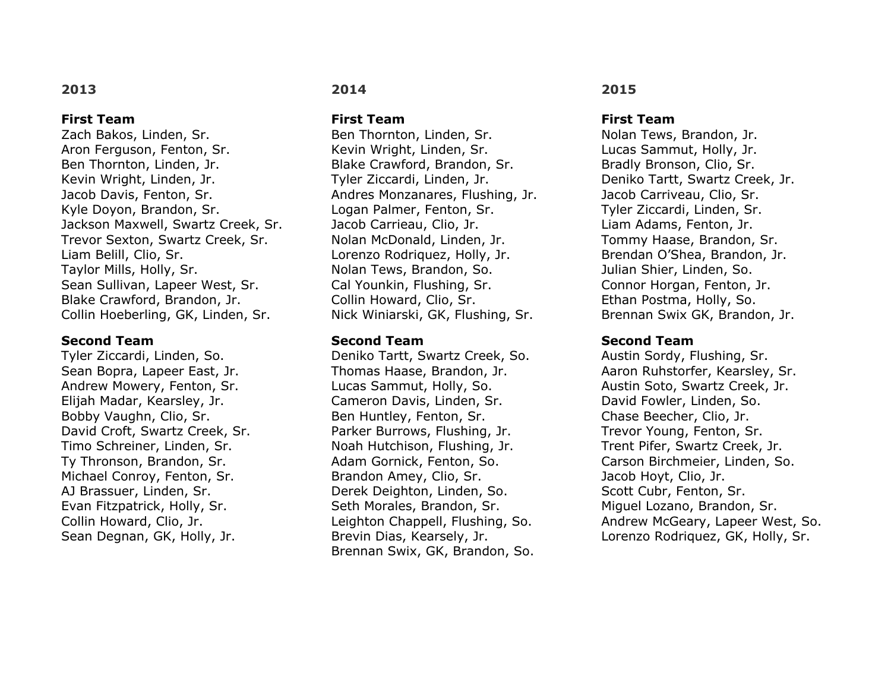## 2013

**First Team**

Zach Bakos, Linden, Sr.
Aron Ferguson, Fenton, Sr.
Ben Thornton, Linden, Jr.
Kevin Wright, Linden, Jr.
Jacob Davis, Fenton, Sr.
Kyle Doyon, Brandon, Sr.
Jackson Maxwell, Swartz Creek, Sr.
Trevor Sexton, Swartz Creek, Sr.
Liam Belill, Clio, Sr.
Taylor Mills, Holly, Sr.
Sean Sullivan, Lapeer West, Sr.
Blake Crawford, Brandon, Jr.
Collin Hoeberling, GK, Linden, Sr.

**Second Team**

Tyler Ziccardi, Linden, So.
Sean Bopra, Lapeer East, Jr.
Andrew Mowery, Fenton, Sr.
Elijah Madar, Kearsley, Jr.
Bobby Vaughn, Clio, Sr.
David Croft, Swartz Creek, Sr.
Timo Schreiner, Linden, Sr.
Ty Thronson, Brandon, Sr.
Michael Conroy, Fenton, Sr.
AJ Brassuer, Linden, Sr.
Evan Fitzpatrick, Holly, Sr.
Collin Howard, Clio, Jr.
Sean Degnan, GK, Holly, Jr.

## 2014

**First Team**

Ben Thornton, Linden, Sr.
Kevin Wright, Linden, Sr.
Blake Crawford, Brandon, Sr.
Tyler Ziccardi, Linden, Jr.
Andres Monzanares, Flushing, Jr.
Logan Palmer, Fenton, Sr.
Jacob Carrieau, Clio, Jr.
Nolan McDonald, Linden, Jr.
Lorenzo Rodriquez, Holly, Jr.
Nolan Tews, Brandon, So.
Cal Younkin, Flushing, Sr.
Collin Howard, Clio, Sr.
Nick Winiarski, GK, Flushing, Sr.

**Second Team**

Deniko Tartt, Swartz Creek, So.
Thomas Haase, Brandon, Jr.
Lucas Sammut, Holly, So.
Cameron Davis, Linden, Sr.
Ben Huntley, Fenton, Sr.
Parker Burrows, Flushing, Jr.
Noah Hutchison, Flushing, Jr.
Adam Gornick, Fenton, So.
Brandon Amey, Clio, Sr.
Derek Deighton, Linden, So.
Seth Morales, Brandon, Sr.
Leighton Chappell, Flushing, So.
Brevin Dias, Kearsely, Jr.
Brennan Swix, GK, Brandon, So.

## 2015

**First Team**

Nolan Tews, Brandon, Jr.
Lucas Sammut, Holly, Jr.
Bradly Bronson, Clio, Sr.
Deniko Tartt, Swartz Creek, Jr.
Jacob Carriveau, Clio, Sr.
Tyler Ziccardi, Linden, Sr.
Liam Adams, Fenton, Jr.
Tommy Haase, Brandon, Sr.
Brendan O'Shea, Brandon, Jr.
Julian Shier, Linden, So.
Connor Horgan, Fenton, Jr.
Ethan Postma, Holly, So.
Brennan Swix GK, Brandon, Jr.

**Second Team**

Austin Sordy, Flushing, Sr.
Aaron Ruhstorfer, Kearsley, Sr.
Austin Soto, Swartz Creek, Jr.
David Fowler, Linden, So.
Chase Beecher, Clio, Jr.
Trevor Young, Fenton, Sr.
Trent Pifer, Swartz Creek, Jr.
Carson Birchmeier, Linden, So.
Jacob Hoyt, Clio, Jr.
Scott Cubr, Fenton, Sr.
Miguel Lozano, Brandon, Sr.
Andrew McGeary, Lapeer West, So.
Lorenzo Rodriquez, GK, Holly, Sr.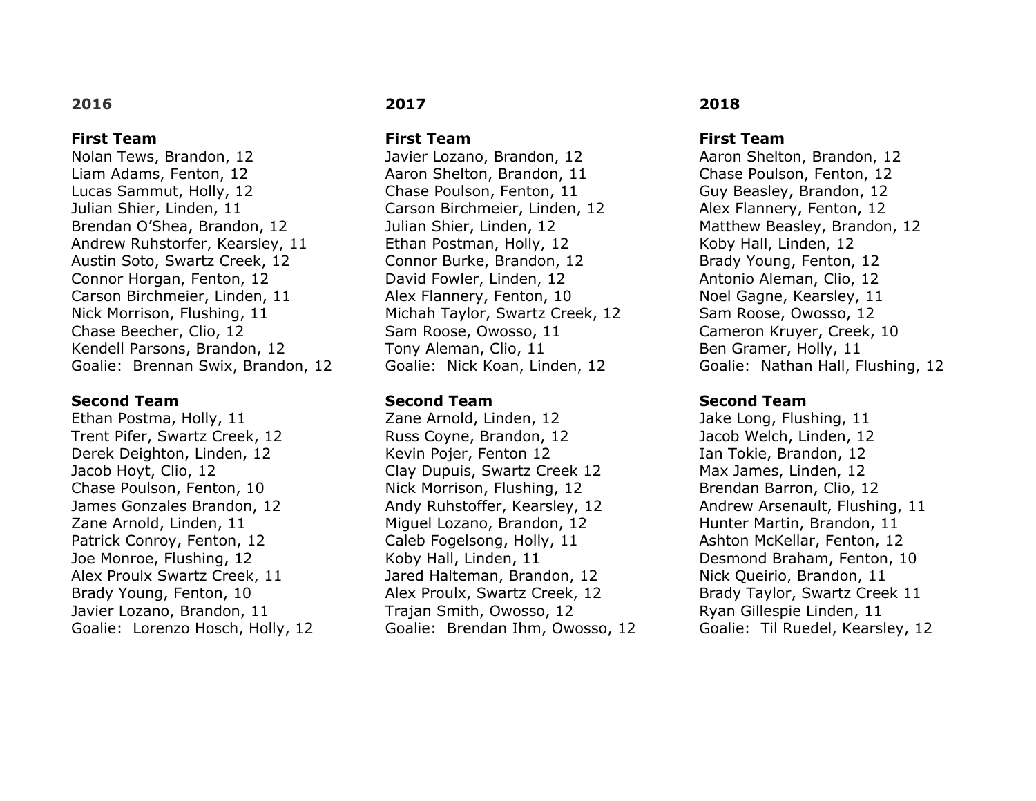## 2016

### First Team

Nolan Tews, Brandon, 12
Liam Adams, Fenton, 12
Lucas Sammut, Holly, 12
Julian Shier, Linden, 11
Brendan O'Shea, Brandon, 12
Andrew Ruhstorfer, Kearsley, 11
Austin Soto, Swartz Creek, 12
Connor Horgan, Fenton, 12
Carson Birchmeier, Linden, 11
Nick Morrison, Flushing, 11
Chase Beecher, Clio, 12
Kendell Parsons, Brandon, 12
Goalie: Brennan Swix, Brandon, 12

### Second Team

Ethan Postma, Holly, 11
Trent Pifer, Swartz Creek, 12
Derek Deighton, Linden, 12
Jacob Hoyt, Clio, 12
Chase Poulson, Fenton, 10
James Gonzales Brandon, 12
Zane Arnold, Linden, 11
Patrick Conroy, Fenton, 12
Joe Monroe, Flushing, 12
Alex Proulx Swartz Creek, 11
Brady Young, Fenton, 10
Javier Lozano, Brandon, 11
Goalie: Lorenzo Hosch, Holly, 12

## 2017

### First Team

Javier Lozano, Brandon, 12
Aaron Shelton, Brandon, 11
Chase Poulson, Fenton, 11
Carson Birchmeier, Linden, 12
Julian Shier, Linden, 12
Ethan Postman, Holly, 12
Connor Burke, Brandon, 12
David Fowler, Linden, 12
Alex Flannery, Fenton, 10
Michah Taylor, Swartz Creek, 12
Sam Roose, Owosso, 11
Tony Aleman, Clio, 11
Goalie: Nick Koan, Linden, 12

### Second Team

Zane Arnold, Linden, 12
Russ Coyne, Brandon, 12
Kevin Pojer, Fenton 12
Clay Dupuis, Swartz Creek 12
Nick Morrison, Flushing, 12
Andy Ruhstoffer, Kearsley, 12
Miguel Lozano, Brandon, 12
Caleb Fogelsong, Holly, 11
Koby Hall, Linden, 11
Jared Halteman, Brandon, 12
Alex Proulx, Swartz Creek, 12
Trajan Smith, Owosso, 12
Goalie: Brendan Ihm, Owosso, 12

## 2018

### First Team

Aaron Shelton, Brandon, 12
Chase Poulson, Fenton, 12
Guy Beasley, Brandon, 12
Alex Flannery, Fenton, 12
Matthew Beasley, Brandon, 12
Koby Hall, Linden, 12
Brady Young, Fenton, 12
Antonio Aleman, Clio, 12
Noel Gagne, Kearsley, 11
Sam Roose, Owosso, 12
Cameron Kruyer, Creek, 10
Ben Gramer, Holly, 11
Goalie: Nathan Hall, Flushing, 12

### Second Team

Jake Long, Flushing, 11
Jacob Welch, Linden, 12
Ian Tokie, Brandon, 12
Max James, Linden, 12
Brendan Barron, Clio, 12
Andrew Arsenault, Flushing, 11
Hunter Martin, Brandon, 11
Ashton McKellar, Fenton, 12
Desmond Braham, Fenton, 10
Nick Queirio, Brandon, 11
Brady Taylor, Swartz Creek 11
Ryan Gillespie Linden, 11
Goalie: Til Ruedel, Kearsley, 12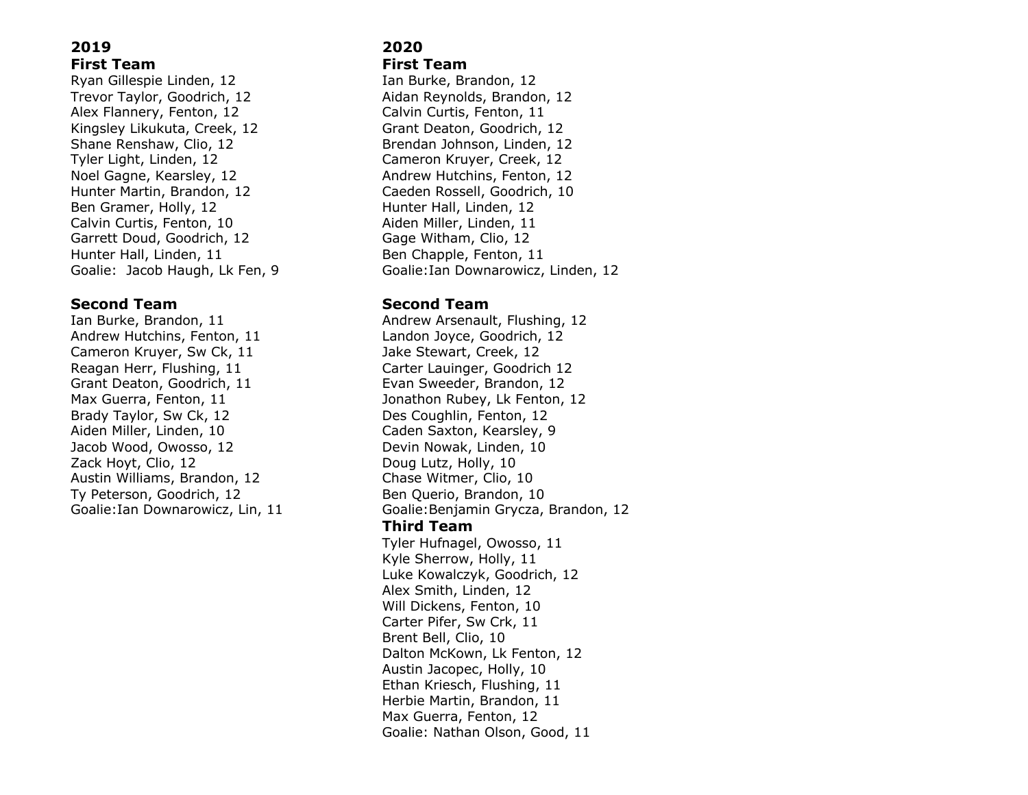## 2019

### First Team

Ryan Gillespie Linden, 12
Trevor Taylor, Goodrich, 12
Alex Flannery, Fenton, 12
Kingsley Likukuta, Creek, 12
Shane Renshaw, Clio, 12
Tyler Light, Linden, 12
Noel Gagne, Kearsley, 12
Hunter Martin, Brandon, 12
Ben Gramer, Holly, 12
Calvin Curtis, Fenton, 10
Garrett Doud, Goodrich, 12
Hunter Hall, Linden, 11
Goalie: Jacob Haugh, Lk Fen, 9

### Second Team

Ian Burke, Brandon, 11
Andrew Hutchins, Fenton, 11
Cameron Kruyer, Sw Ck, 11
Reagan Herr, Flushing, 11
Grant Deaton, Goodrich, 11
Max Guerra, Fenton, 11
Brady Taylor, Sw Ck, 12
Aiden Miller, Linden, 10
Jacob Wood, Owosso, 12
Zack Hoyt, Clio, 12
Austin Williams, Brandon, 12
Ty Peterson, Goodrich, 12
Goalie:Ian Downarowicz, Lin, 11

## 2020

### First Team

Ian Burke, Brandon, 12
Aidan Reynolds, Brandon, 12
Calvin Curtis, Fenton, 11
Grant Deaton, Goodrich, 12
Brendan Johnson, Linden, 12
Cameron Kruyer, Creek, 12
Andrew Hutchins, Fenton, 12
Caeden Rossell, Goodrich, 10
Hunter Hall, Linden, 12
Aiden Miller, Linden, 11
Gage Witham, Clio, 12
Ben Chapple, Fenton, 11
Goalie:Ian Downarowicz, Linden, 12

### Second Team

Andrew Arsenault, Flushing, 12
Landon Joyce, Goodrich, 12
Jake Stewart, Creek, 12
Carter Lauinger, Goodrich 12
Evan Sweeder, Brandon, 12
Jonathon Rubey, Lk Fenton, 12
Des Coughlin, Fenton, 12
Caden Saxton, Kearsley, 9
Devin Nowak, Linden, 10
Doug Lutz, Holly, 10
Chase Witmer, Clio, 10
Ben Querio, Brandon, 10
Goalie:Benjamin Grycza, Brandon, 12

### Third Team

Tyler Hufnagel, Owosso, 11
Kyle Sherrow, Holly, 11
Luke Kowalczyk, Goodrich, 12
Alex Smith, Linden, 12
Will Dickens, Fenton, 10
Carter Pifer, Sw Crk, 11
Brent Bell, Clio, 10
Dalton McKown, Lk Fenton, 12
Austin Jacopec, Holly, 10
Ethan Kriesch, Flushing, 11
Herbie Martin, Brandon, 11
Max Guerra, Fenton, 12
Goalie: Nathan Olson, Good, 11